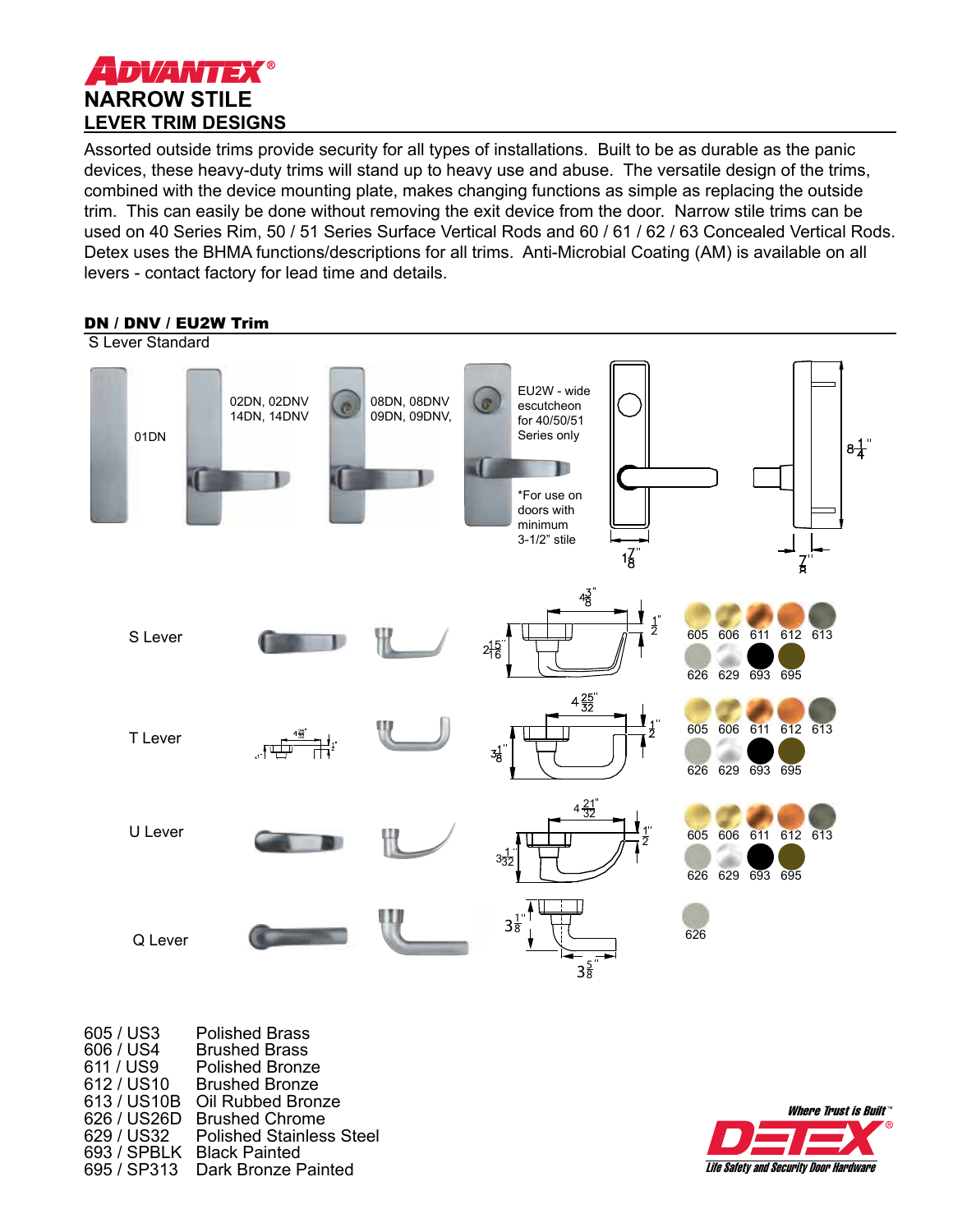# ADVANTEX®

## NARROW STILE

## LEVER TRIM DESIGNS

Assorted outside trims provide security for all types of installations. Built to be as durable as the panic devices, these heavy-duty trims will stand up to heavy use and abuse. The versatile design of the trims, combined with the device mounting plate, makes changing functions as simple as replacing the outside trim. This can easily be done without removing the exit device from the door. Narrow stile trims can be used on 40 Series Rim, 50 / 51 Series Surface Vertical Rods and 60 / 61 / 62 / 63 Concealed Vertical Rods. Detex uses the BHMA functions/descriptions for all trims. Anti-Microbial Coating (AM) is available on all levers - contact factory for lead time and details.

### DN / DNV / EU2W Trim

S Lever Standard

01DN

02DN, 02DNV
14DN, 14DNV

08DN, 08DNV
09DN, 09DNV,

EU2W - wide escutcheon for 40/50/51 Series only

*For use on doors with minimum 3-1/2" stile

$8\frac{1}{4}$"

$1\frac{7}{8}$"

$\frac{7}{8}$"

S Lever — $4\frac{3}{8}$" — $\frac{1}{2}$" — $2\frac{15}{16}$"

605 606 611 612 613
626 629 693 695

T Lever — $4\frac{25}{32}$" — $\frac{1}{2}$" — $3\frac{1}{8}$"

605 606 611 612 613
626 629 693 695

U Lever — $4\frac{21}{32}$" — $\frac{1}{2}$" — $3\frac{1}{32}$"

605 606 611 612 613
626 629 693 695

Q Lever — $3\frac{1}{8}$" — $3\frac{5}{8}$"

626

| | |
|---|---|
| 605 / US3 | Polished Brass |
| 606 / US4 | Brushed Brass |
| 611 / US9 | Polished Bronze |
| 612 / US10 | Brushed Bronze |
| 613 / US10B | Oil Rubbed Bronze |
| 626 / US26D | Brushed Chrome |
| 629 / US32 | Polished Stainless Steel |
| 693 / SPBLK | Black Painted |
| 695 / SP313 | Dark Bronze Painted |

*Where Trust is Built™*
DETEX®
*Life Safety and Security Door Hardware*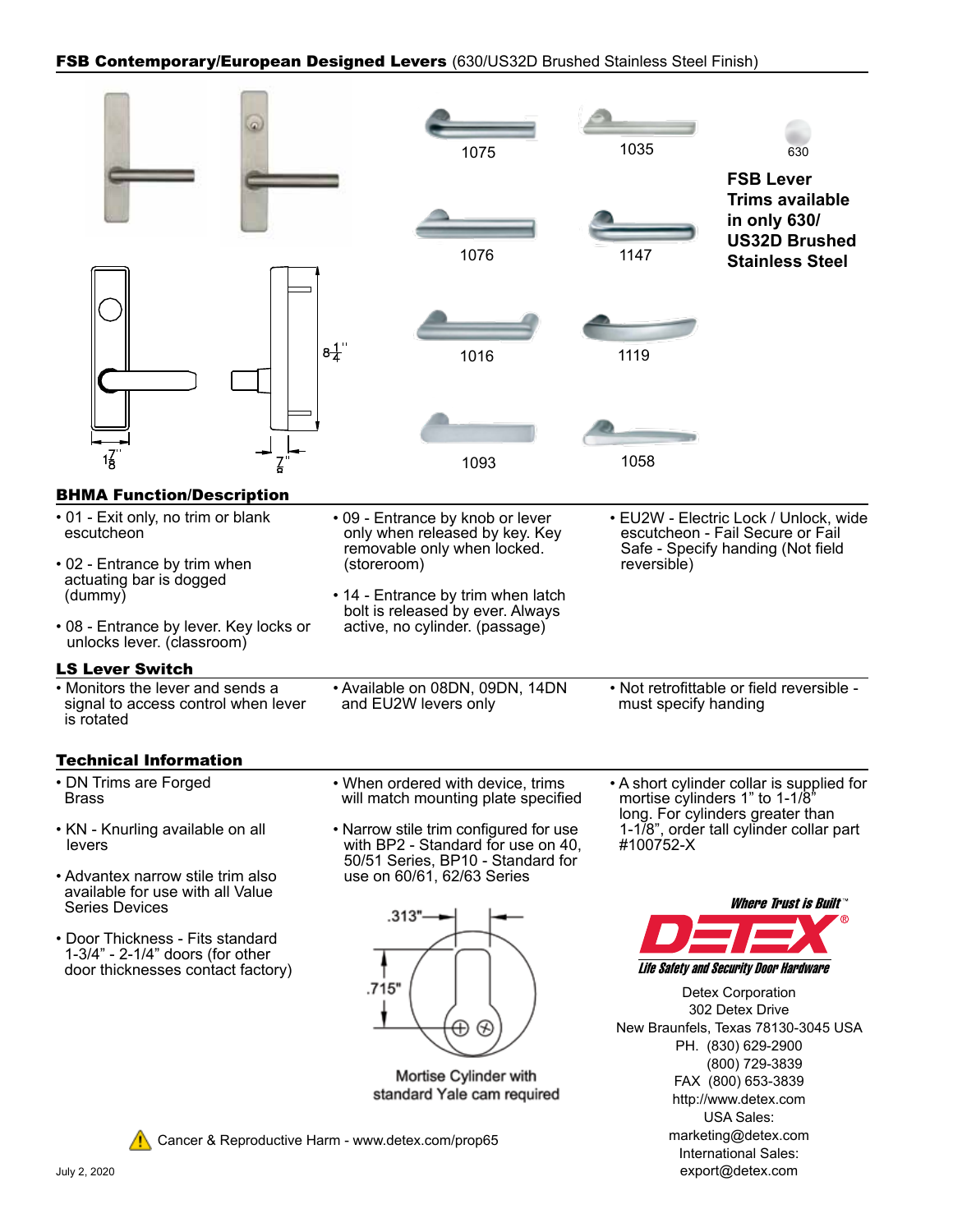## FSB Contemporary/European Designed Levers (630/US32D Brushed Stainless Steel Finish)

1075

1035

630

1076

1147

1016

1119

1093

1058

$8\frac{1}{4}$"

$1\frac{7}{8}$"

$\frac{7}{8}$"

**FSB Lever Trims available in only 630/ US32D Brushed Stainless Steel**

### BHMA Function/Description

- 01 - Exit only, no trim or blank escutcheon
- 02 - Entrance by trim when actuating bar is dogged (dummy)
- 08 - Entrance by lever. Key locks or unlocks lever. (classroom)
- 09 - Entrance by knob or lever only when released by key. Key removable only when locked. (storeroom)
- 14 - Entrance by trim when latch bolt is released by ever. Always active, no cylinder. (passage)
- EU2W - Electric Lock / Unlock, wide escutcheon - Fail Secure or Fail Safe - Specify handing (Not field reversible)

### LS Lever Switch

- Monitors the lever and sends a signal to access control when lever is rotated
- Available on 08DN, 09DN, 14DN and EU2W levers only
- Not retrofittable or field reversible - must specify handing

### Technical Information

- DN Trims are Forged Brass
- KN - Knurling available on all levers
- Advantex narrow stile trim also available for use with all Value Series Devices
- Door Thickness - Fits standard 1-3/4" - 2-1/4" doors (for other door thicknesses contact factory)
- When ordered with device, trims will match mounting plate specified
- Narrow stile trim configured for use with BP2 - Standard for use on 40, 50/51 Series, BP10 - Standard for use on 60/61, 62/63 Series
- A short cylinder collar is supplied for mortise cylinders 1" to 1-1/8" long. For cylinders greater than 1-1/8", order tall cylinder collar part #100752-X

.313"

.715"

Mortise Cylinder with standard Yale cam required

Where Trust is Built™

DETEX®

Life Safety and Security Door Hardware

Detex Corporation
302 Detex Drive
New Braunfels, Texas 78130-3045 USA
PH. (830) 629-2900
(800) 729-3839
FAX (800) 653-3839
http://www.detex.com
USA Sales:
marketing@detex.com
International Sales:
export@detex.com

Cancer & Reproductive Harm - www.detex.com/prop65

July 2, 2020